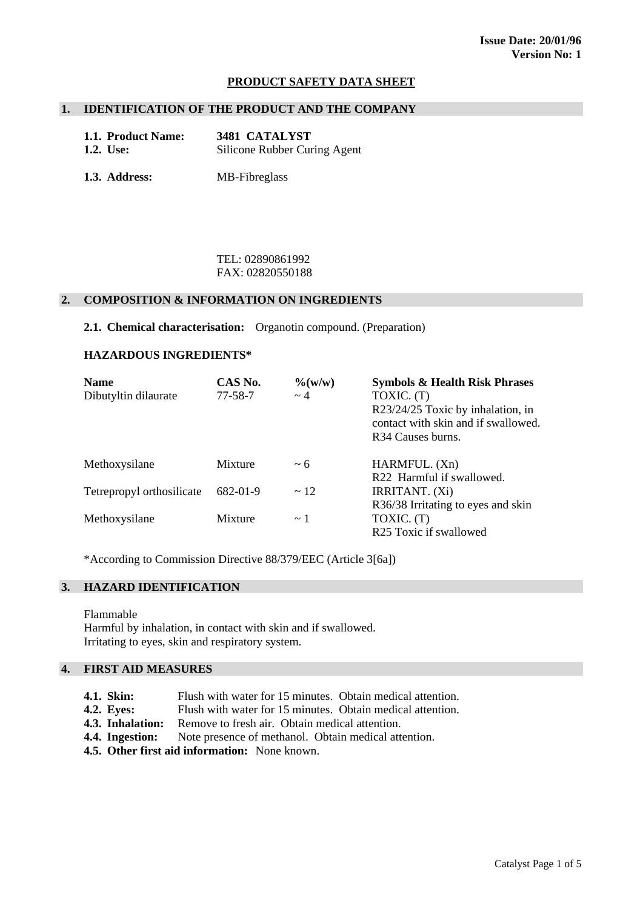**Issue Date: 20/01/96**
**Version No: 1**

# PRODUCT SAFETY DATA SHEET

## 1. IDENTIFICATION OF THE PRODUCT AND THE COMPANY

**1.1. Product Name:** **3481 CATALYST**
**1.2. Use:** Silicone Rubber Curing Agent

**1.3. Address:** MB-Fibreglass

TEL: 02890861992
FAX: 02820550188

## 2. COMPOSITION & INFORMATION ON INGREDIENTS

**2.1. Chemical characterisation:** Organotin compound. (Preparation)

**HAZARDOUS INGREDIENTS***

| Name | CAS No. | %(w/w) | Symbols & Health Risk Phrases |
|---|---|---|---|
| Dibutyltin dilaurate | 77-58-7 | ~ 4 | TOXIC. (T) R23/24/25 Toxic by inhalation, in contact with skin and if swallowed. R34 Causes burns. |
| Methoxysilane | Mixture | ~ 6 | HARMFUL. (Xn) R22 Harmful if swallowed. |
| Tetrepropyl orthosilicate | 682-01-9 | ~ 12 | IRRITANT. (Xi) R36/38 Irritating to eyes and skin |
| Methoxysilane | Mixture | ~ 1 | TOXIC. (T) R25 Toxic if swallowed |

*According to Commission Directive 88/379/EEC (Article 3[6a])

## 3. HAZARD IDENTIFICATION

Flammable
Harmful by inhalation, in contact with skin and if swallowed.
Irritating to eyes, skin and respiratory system.

## 4. FIRST AID MEASURES

**4.1. Skin:** Flush with water for 15 minutes. Obtain medical attention.
**4.2. Eyes:** Flush with water for 15 minutes. Obtain medical attention.
**4.3. Inhalation:** Remove to fresh air. Obtain medical attention.
**4.4. Ingestion:** Note presence of methanol. Obtain medical attention.
**4.5. Other first aid information:** None known.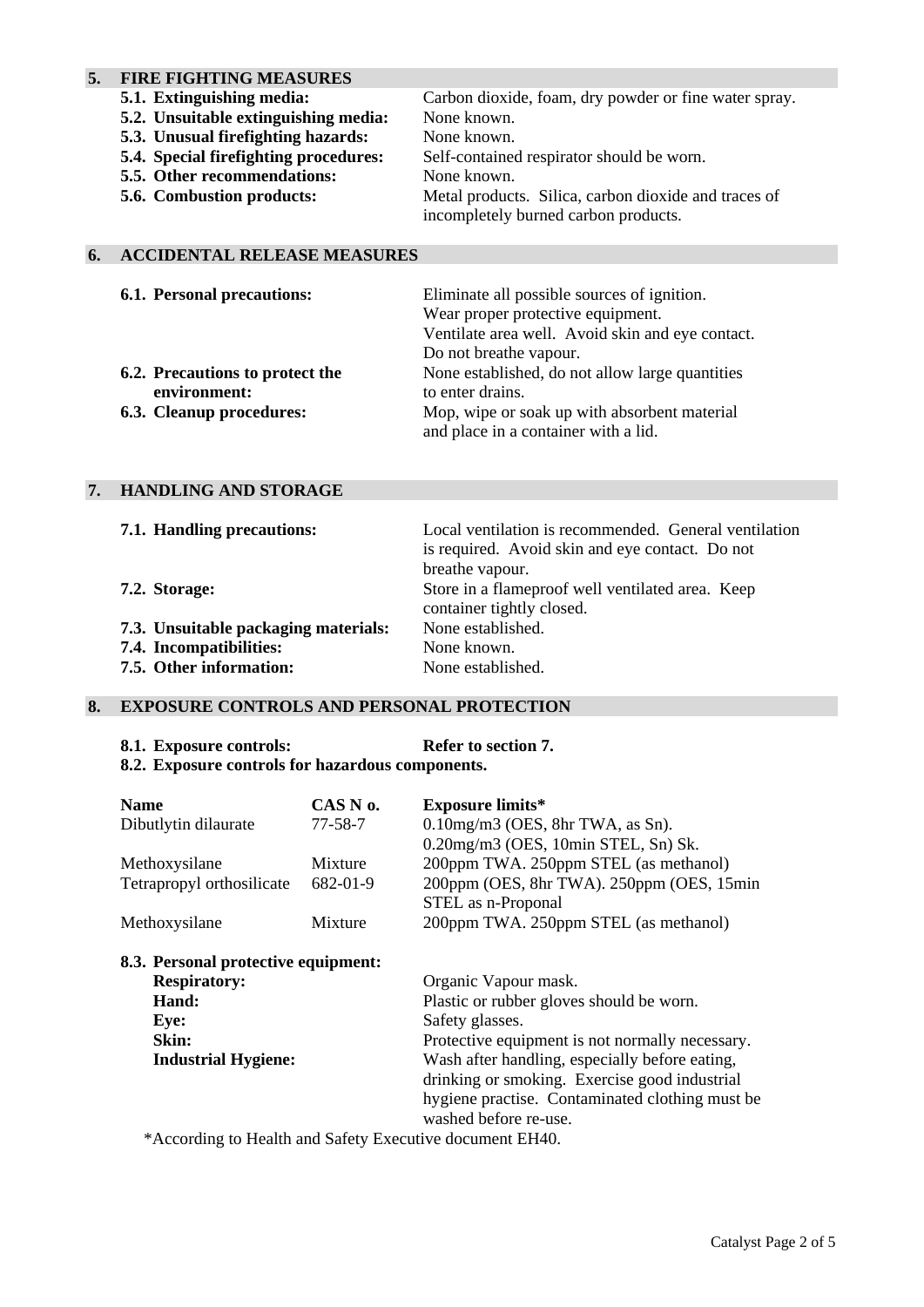## 5. FIRE FIGHTING MEASURES

**5.1. Extinguishing media:** Carbon dioxide, foam, dry powder or fine water spray.
**5.2. Unsuitable extinguishing media:** None known.
**5.3. Unusual firefighting hazards:** None known.
**5.4. Special firefighting procedures:** Self-contained respirator should be worn.
**5.5. Other recommendations:** None known.
**5.6. Combustion products:** Metal products. Silica, carbon dioxide and traces of incompletely burned carbon products.

## 6. ACCIDENTAL RELEASE MEASURES

**6.1. Personal precautions:** Eliminate all possible sources of ignition. Wear proper protective equipment. Ventilate area well. Avoid skin and eye contact. Do not breathe vapour.
**6.2. Precautions to protect the environment:** None established, do not allow large quantities to enter drains.
**6.3. Cleanup procedures:** Mop, wipe or soak up with absorbent material and place in a container with a lid.

## 7. HANDLING AND STORAGE

**7.1. Handling precautions:** Local ventilation is recommended. General ventilation is required. Avoid skin and eye contact. Do not breathe vapour.
**7.2. Storage:** Store in a flameproof well ventilated area. Keep container tightly closed.
**7.3. Unsuitable packaging materials:** None established.
**7.4. Incompatibilities:** None known.
**7.5. Other information:** None established.

## 8. EXPOSURE CONTROLS AND PERSONAL PROTECTION

**8.1. Exposure controls:** **Refer to section 7.**
**8.2. Exposure controls for hazardous components.**

| Name | CAS N o. | Exposure limits* |
|---|---|---|
| Dibutlytin dilaurate | 77-58-7 | 0.10mg/m3 (OES, 8hr TWA, as Sn). 0.20mg/m3 (OES, 10min STEL, Sn) Sk. |
| Methoxysilane | Mixture | 200ppm TWA. 250ppm STEL (as methanol) |
| Tetrapropyl orthosilicate | 682-01-9 | 200ppm (OES, 8hr TWA). 250ppm (OES, 15min STEL as n-Proponal |
| Methoxysilane | Mixture | 200ppm TWA. 250ppm STEL (as methanol) |

**8.3. Personal protective equipment:**

**Respiratory:** Organic Vapour mask.
**Hand:** Plastic or rubber gloves should be worn.
**Eye:** Safety glasses.
**Skin:** Protective equipment is not normally necessary.
**Industrial Hygiene:** Wash after handling, especially before eating, drinking or smoking. Exercise good industrial hygiene practise. Contaminated clothing must be washed before re-use.

*According to Health and Safety Executive document EH40.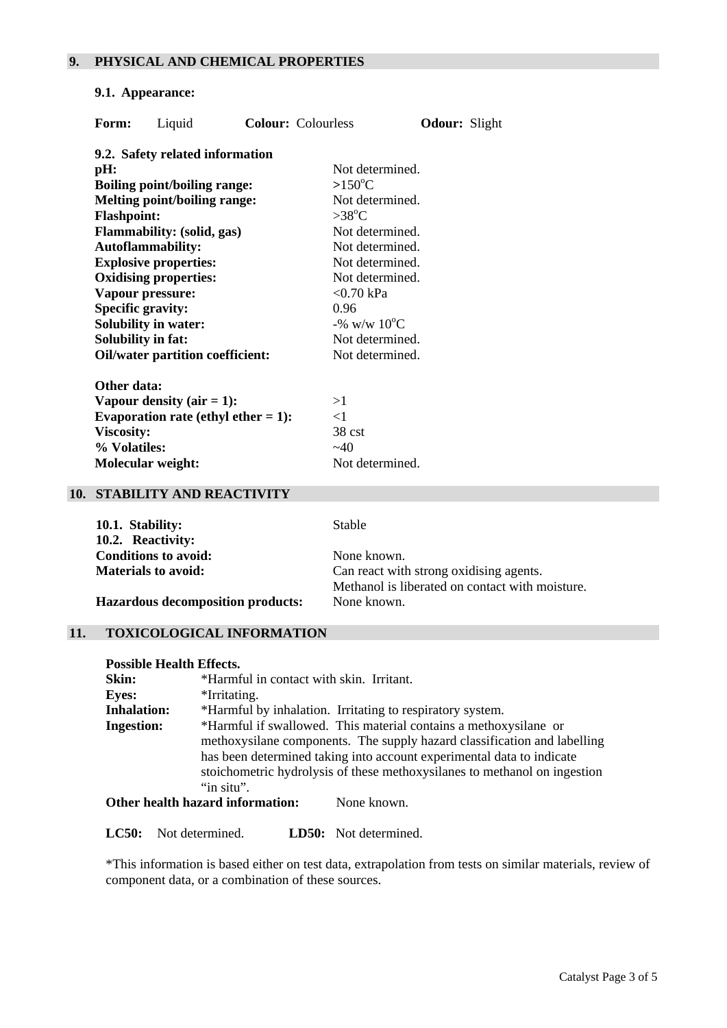## 9. PHYSICAL AND CHEMICAL PROPERTIES

### 9.1. Appearance:

**Form:** Liquid **Colour:** Colourless **Odour:** Slight

### 9.2. Safety related information

| | |
|---|---|
| **pH:** | Not determined. |
| **Boiling point/boiling range:** | >150°C |
| **Melting point/boiling range:** | Not determined. |
| **Flashpoint:** | >38°C |
| **Flammability: (solid, gas)** | Not determined. |
| **Autoflammability:** | Not determined. |
| **Explosive properties:** | Not determined. |
| **Oxidising properties:** | Not determined. |
| **Vapour pressure:** | <0.70 kPa |
| **Specific gravity:** | 0.96 |
| **Solubility in water:** | -% w/w 10°C |
| **Solubility in fat:** | Not determined. |
| **Oil/water partition coefficient:** | Not determined. |

**Other data:**

| | |
|---|---|
| **Vapour density (air = 1):** | >1 |
| **Evaporation rate (ethyl ether = 1):** | <1 |
| **Viscosity:** | 38 cst |
| **% Volatiles:** | ~40 |
| **Molecular weight:** | Not determined. |

## 10. STABILITY AND REACTIVITY

| | |
|---|---|
| **10.1. Stability:** | Stable |
| **10.2. Reactivity:** | |
| **Conditions to avoid:** | None known. |
| **Materials to avoid:** | Can react with strong oxidising agents. Methanol is liberated on contact with moisture. |
| **Hazardous decomposition products:** | None known. |

## 11. TOXICOLOGICAL INFORMATION

**Possible Health Effects.**

| | |
|---|---|
| **Skin:** | *Harmful in contact with skin. Irritant. |
| **Eyes:** | *Irritating. |
| **Inhalation:** | *Harmful by inhalation. Irritating to respiratory system. |
| **Ingestion:** | *Harmful if swallowed. This material contains a methoxysilane or methoxysilane components. The supply hazard classification and labelling has been determined taking into account experimental data to indicate stoichometric hydrolysis of these methoxysilanes to methanol on ingestion "in situ". |

**Other health hazard information:** None known.

**LC50:** Not determined. **LD50:** Not determined.

*This information is based either on test data, extrapolation from tests on similar materials, review of component data, or a combination of these sources.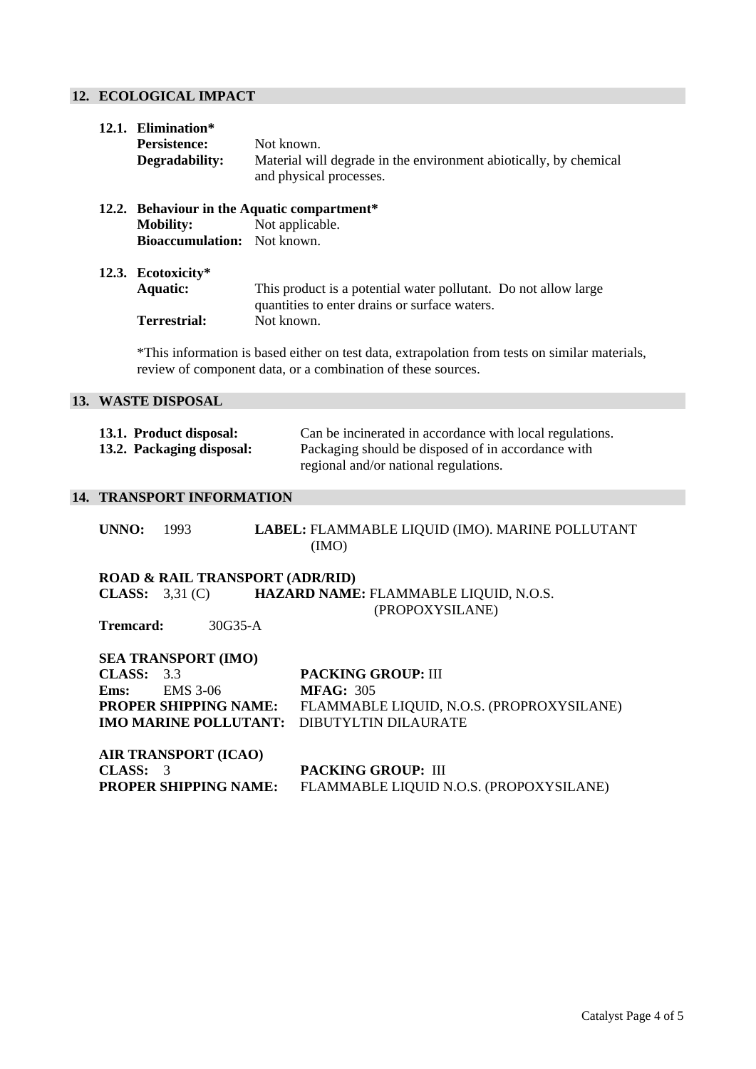## 12. ECOLOGICAL IMPACT

### 12.1. Elimination*

**Persistence:** Not known.

**Degradability:** Material will degrade in the environment abiotically, by chemical and physical processes.

### 12.2. Behaviour in the Aquatic compartment*

**Mobility:** Not applicable.

**Bioaccumulation:** Not known.

### 12.3. Ecotoxicity*

**Aquatic:** This product is a potential water pollutant. Do not allow large quantities to enter drains or surface waters.

**Terrestrial:** Not known.

*This information is based either on test data, extrapolation from tests on similar materials, review of component data, or a combination of these sources.

## 13. WASTE DISPOSAL

**13.1. Product disposal:** Can be incinerated in accordance with local regulations.

**13.2. Packaging disposal:** Packaging should be disposed of in accordance with regional and/or national regulations.

## 14. TRANSPORT INFORMATION

**UNNO:** 1993 **LABEL:** FLAMMABLE LIQUID (IMO). MARINE POLLUTANT (IMO)

**ROAD & RAIL TRANSPORT (ADR/RID)**

**CLASS:** 3,31 (C) **HAZARD NAME:** FLAMMABLE LIQUID, N.O.S. (PROPOXYSILANE)

**Tremcard:** 30G35-A

**SEA TRANSPORT (IMO)**

**CLASS:** 3.3 **PACKING GROUP:** III

**Ems:** EMS 3-06 **MFAG:** 305

**PROPER SHIPPING NAME:** FLAMMABLE LIQUID, N.O.S. (PROPROXYSILANE)

**IMO MARINE POLLUTANT:** DIBUTYLTIN DILAURATE

**AIR TRANSPORT (ICAO)**

**CLASS:** 3 **PACKING GROUP:** III

**PROPER SHIPPING NAME:** FLAMMABLE LIQUID N.O.S. (PROPOXYSILANE)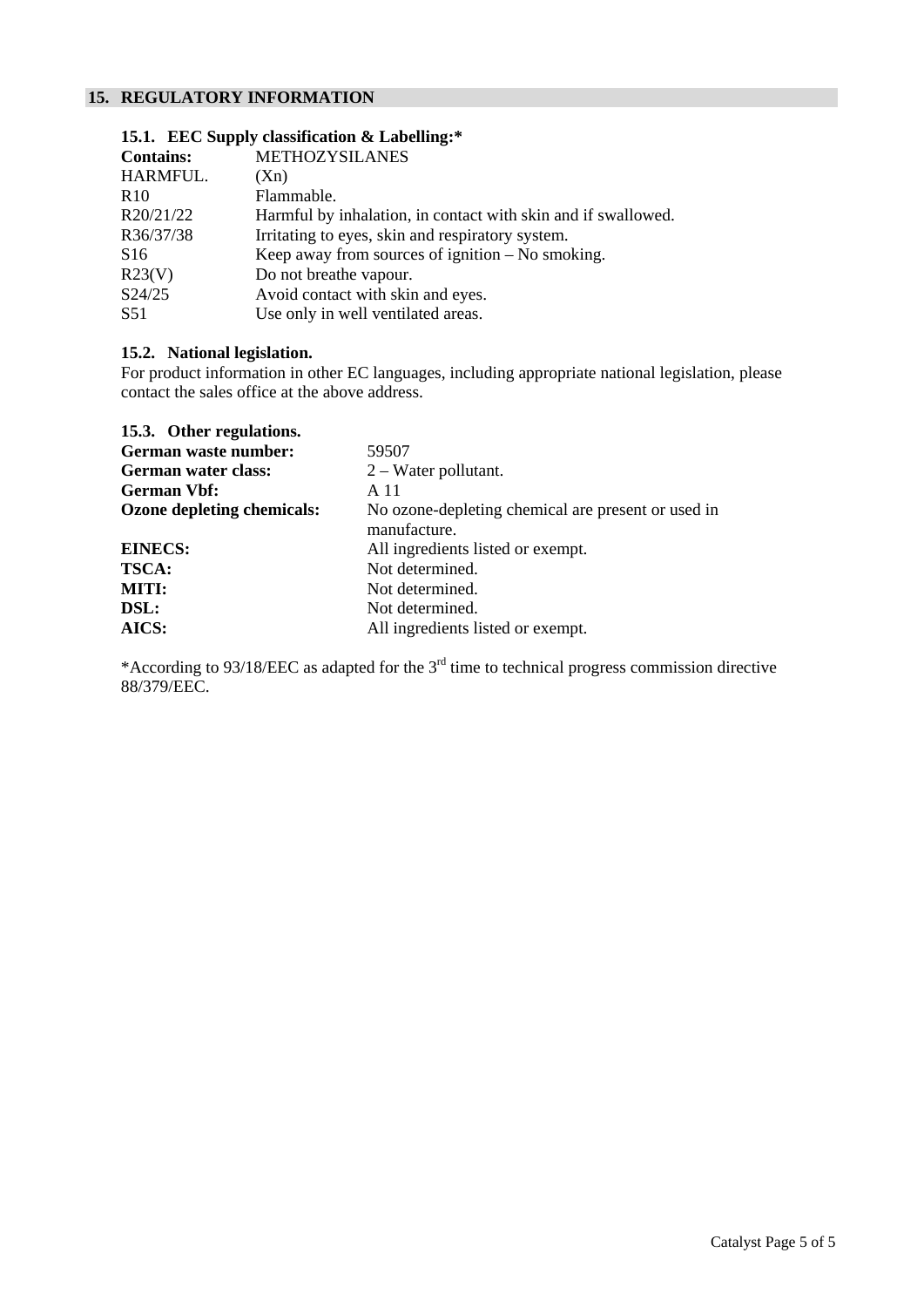## 15. REGULATORY INFORMATION

### 15.1. EEC Supply classification & Labelling:*

| | |
|---|---|
| **Contains:** | METHOZYSILANES |
| HARMFUL. | (Xn) |
| R10 | Flammable. |
| R20/21/22 | Harmful by inhalation, in contact with skin and if swallowed. |
| R36/37/38 | Irritating to eyes, skin and respiratory system. |
| S16 | Keep away from sources of ignition – No smoking. |
| R23(V) | Do not breathe vapour. |
| S24/25 | Avoid contact with skin and eyes. |
| S51 | Use only in well ventilated areas. |

### 15.2. National legislation.

For product information in other EC languages, including appropriate national legislation, please contact the sales office at the above address.

### 15.3. Other regulations.

| | |
|---|---|
| **German waste number:** | 59507 |
| **German water class:** | 2 – Water pollutant. |
| **German Vbf:** | A 11 |
| **Ozone depleting chemicals:** | No ozone-depleting chemical are present or used in manufacture. |
| **EINECS:** | All ingredients listed or exempt. |
| **TSCA:** | Not determined. |
| **MITI:** | Not determined. |
| **DSL:** | Not determined. |
| **AICS:** | All ingredients listed or exempt. |

*According to 93/18/EEC as adapted for the 3rd time to technical progress commission directive 88/379/EEC.